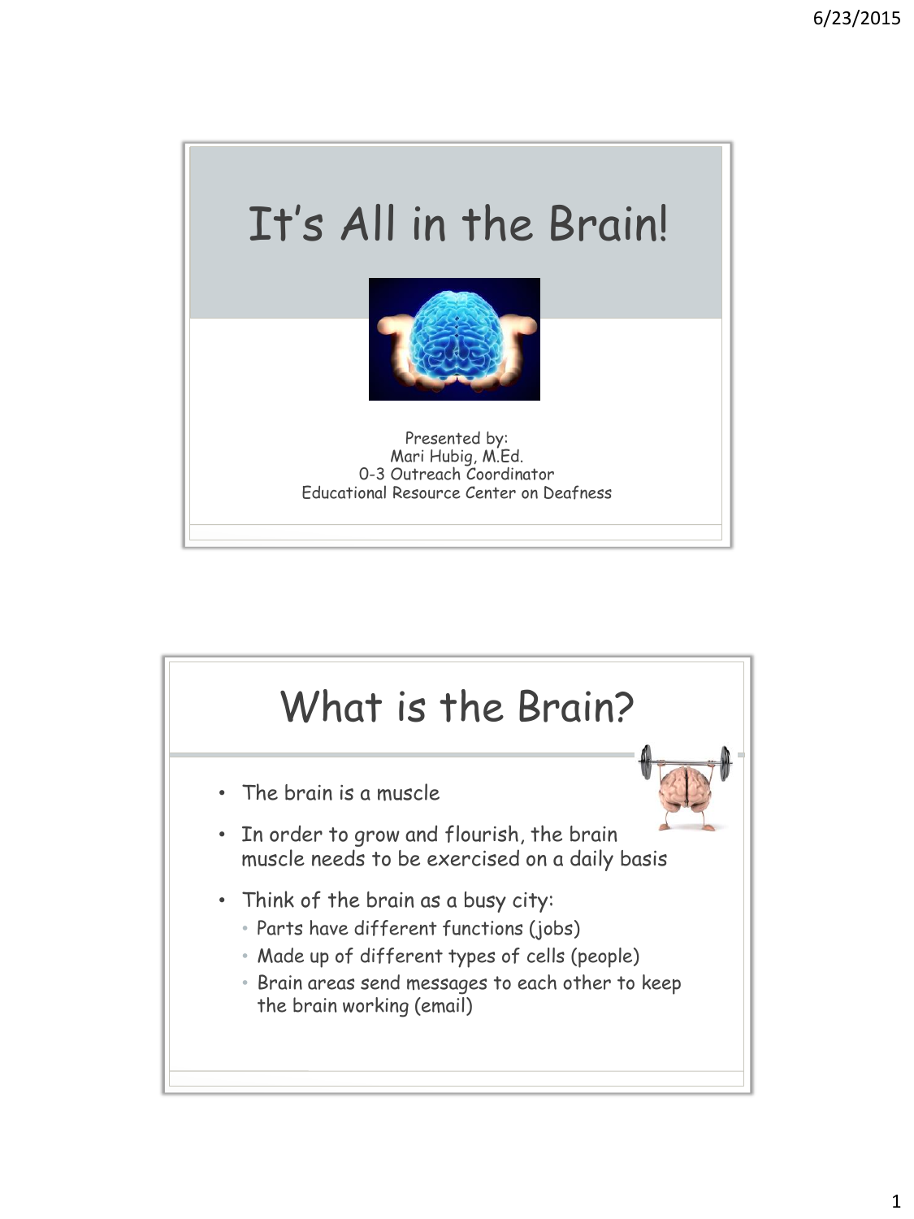# It's All in the Brain!

Presented by:
Mari Hubig, M.Ed.
0-3 Outreach Coordinator
Educational Resource Center on Deafness

# What is the Brain?

- The brain is a muscle
- In order to grow and flourish, the brain muscle needs to be exercised on a daily basis
- Think of the brain as a busy city:
  - Parts have different functions (jobs)
  - Made up of different types of cells (people)
  - Brain areas send messages to each other to keep the brain working (email)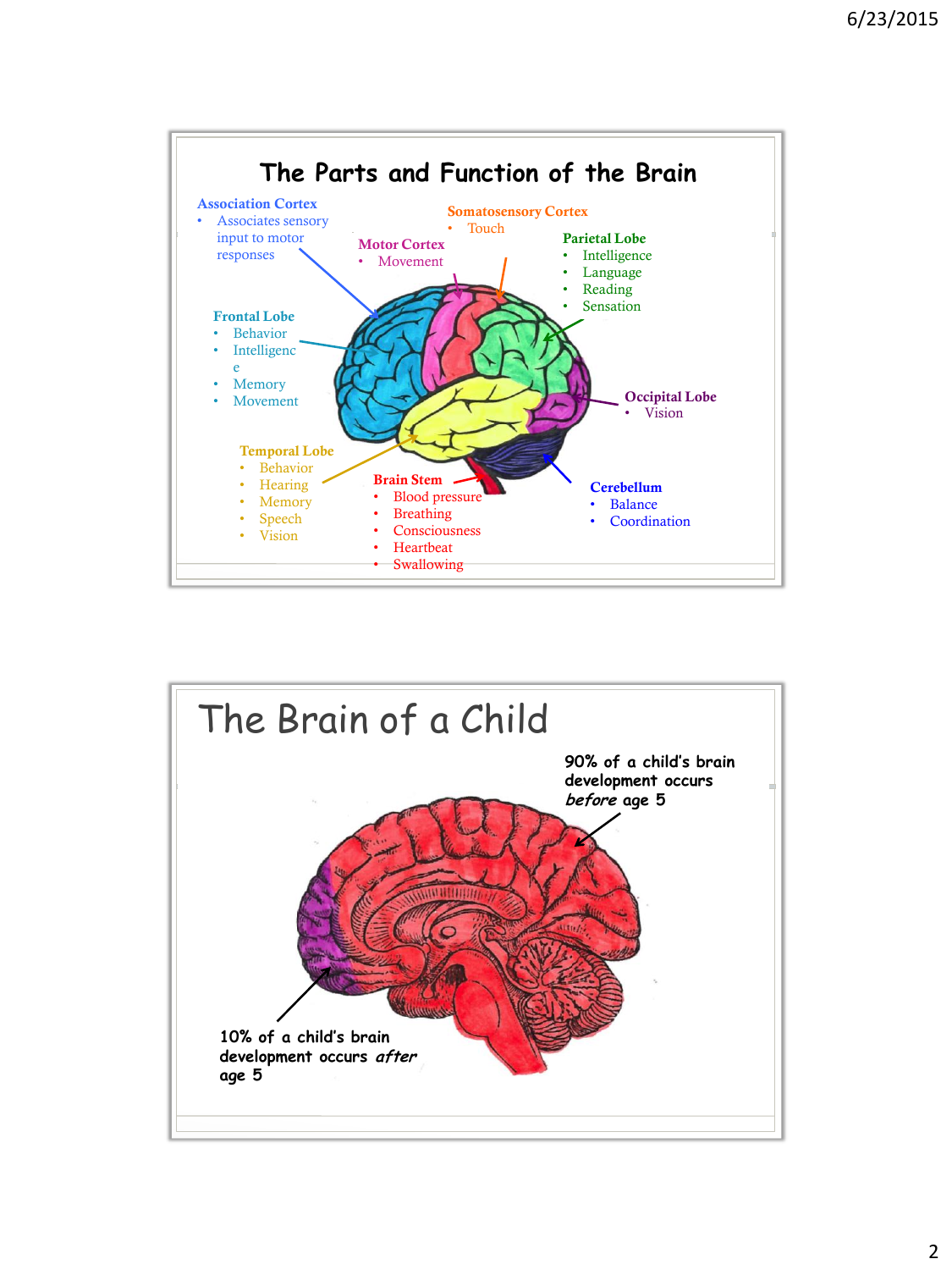## The Parts and Function of the Brain

**Association Cortex**
- Associates sensory input to motor responses

**Somatosensory Cortex**
- Touch

**Motor Cortex**
- Movement

**Parietal Lobe**
- Intelligence
- Language
- Reading
- Sensation

**Frontal Lobe**
- Behavior
- Intelligence
- Memory
- Movement

**Occipital Lobe**
- Vision

**Temporal Lobe**
- Behavior
- Hearing
- Memory
- Speech
- Vision

**Brain Stem**
- Blood pressure
- Breathing
- Consciousness
- Heartbeat
- Swallowing

**Cerebellum**
- Balance
- Coordination

## The Brain of a Child

90% of a child's brain development occurs *before* age 5

10% of a child's brain development occurs *after* age 5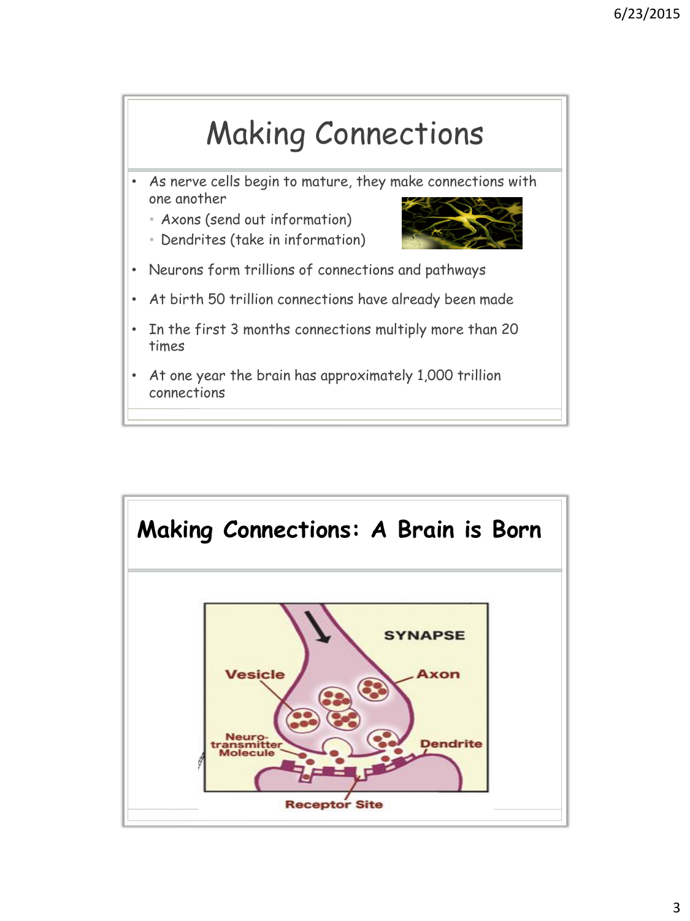# Making Connections

- As nerve cells begin to mature, they make connections with one another
  - Axons (send out information)
  - Dendrites (take in information)
- Neurons form trillions of connections and pathways
- At birth 50 trillion connections have already been made
- In the first 3 months connections multiply more than 20 times
- At one year the brain has approximately 1,000 trillion connections

# Making Connections: A Brain is Born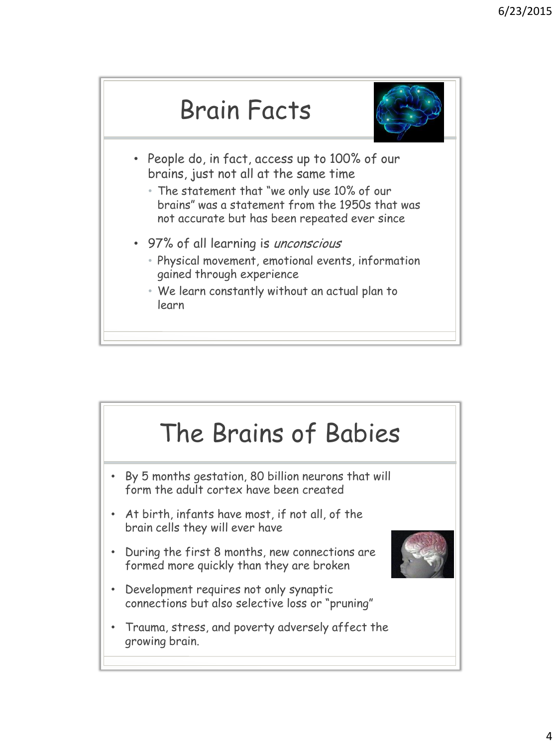## Brain Facts

- People do, in fact, access up to 100% of our brains, just not all at the same time
  - The statement that "we only use 10% of our brains" was a statement from the 1950s that was not accurate but has been repeated ever since
- 97% of all learning is *unconscious*
  - Physical movement, emotional events, information gained through experience
  - We learn constantly without an actual plan to learn

## The Brains of Babies

- By 5 months gestation, 80 billion neurons that will form the adult cortex have been created
- At birth, infants have most, if not all, of the brain cells they will ever have
- During the first 8 months, new connections are formed more quickly than they are broken
- Development requires not only synaptic connections but also selective loss or "pruning"
- Trauma, stress, and poverty adversely affect the growing brain.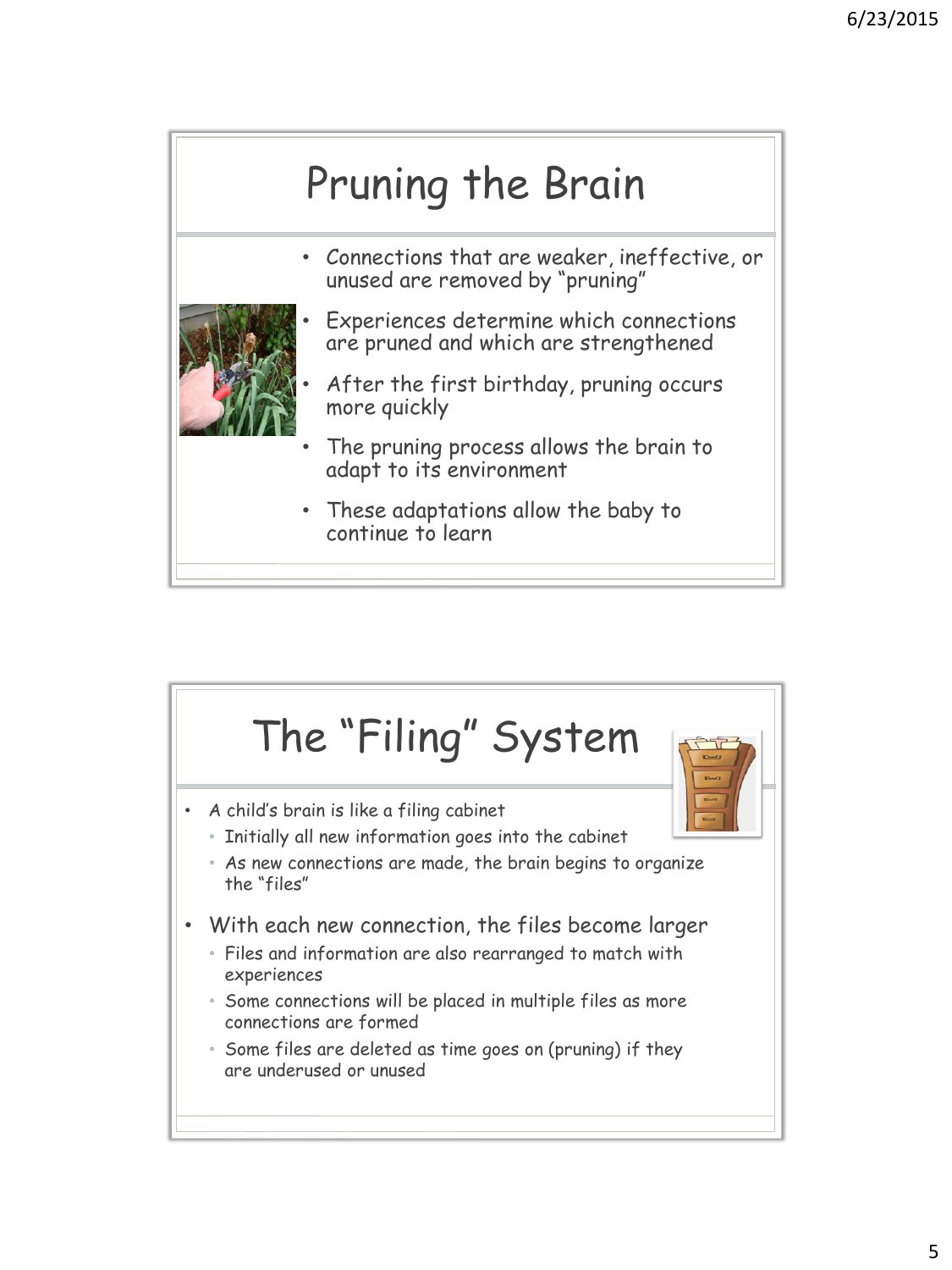# Pruning the Brain

- Connections that are weaker, ineffective, or unused are removed by "pruning"
- Experiences determine which connections are pruned and which are strengthened
- After the first birthday, pruning occurs more quickly
- The pruning process allows the brain to adapt to its environment
- These adaptations allow the baby to continue to learn

# The "Filing" System

- A child's brain is like a filing cabinet
  - Initially all new information goes into the cabinet
  - As new connections are made, the brain begins to organize the "files"
- With each new connection, the files become larger
  - Files and information are also rearranged to match with experiences
  - Some connections will be placed in multiple files as more connections are formed
  - Some files are deleted as time goes on (pruning) if they are underused or unused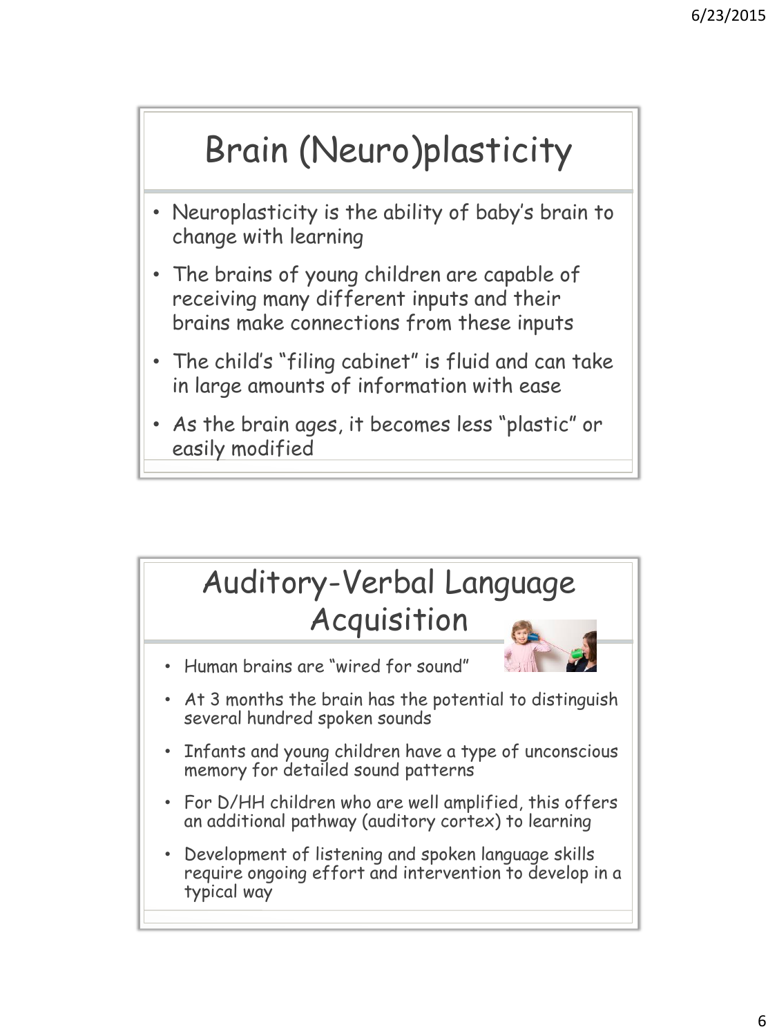## Brain (Neuro)plasticity

- Neuroplasticity is the ability of baby's brain to change with learning
- The brains of young children are capable of receiving many different inputs and their brains make connections from these inputs
- The child's "filing cabinet" is fluid and can take in large amounts of information with ease
- As the brain ages, it becomes less "plastic" or easily modified

## Auditory-Verbal Language Acquisition

- Human brains are "wired for sound"
- At 3 months the brain has the potential to distinguish several hundred spoken sounds
- Infants and young children have a type of unconscious memory for detailed sound patterns
- For D/HH children who are well amplified, this offers an additional pathway (auditory cortex) to learning
- Development of listening and spoken language skills require ongoing effort and intervention to develop in a typical way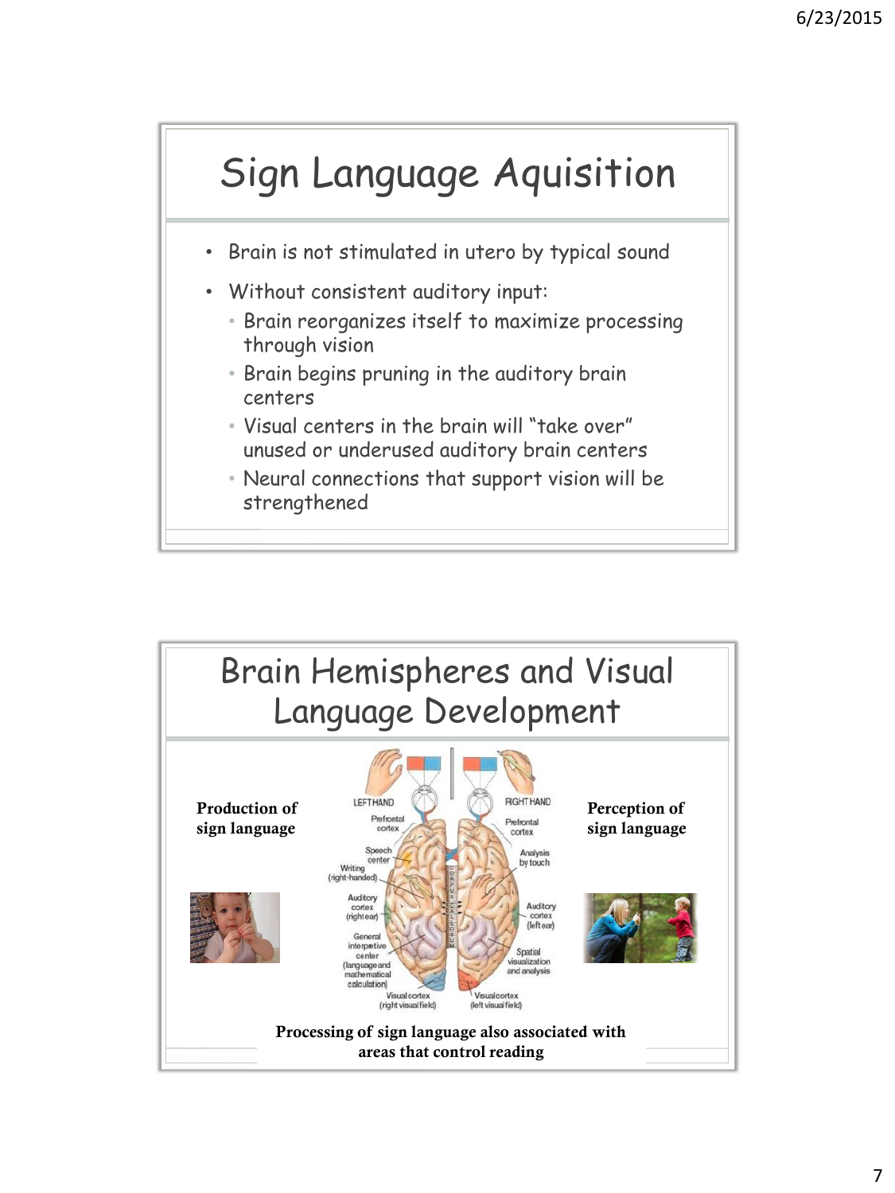# Sign Language Aquisition

- Brain is not stimulated in utero by typical sound
- Without consistent auditory input:
  - Brain reorganizes itself to maximize processing through vision
  - Brain begins pruning in the auditory brain centers
  - Visual centers in the brain will "take over" unused or underused auditory brain centers
  - Neural connections that support vision will be strengthened

# Brain Hemispheres and Visual Language Development

**Production of sign language**

**Perception of sign language**

**Processing of sign language also associated with areas that control reading**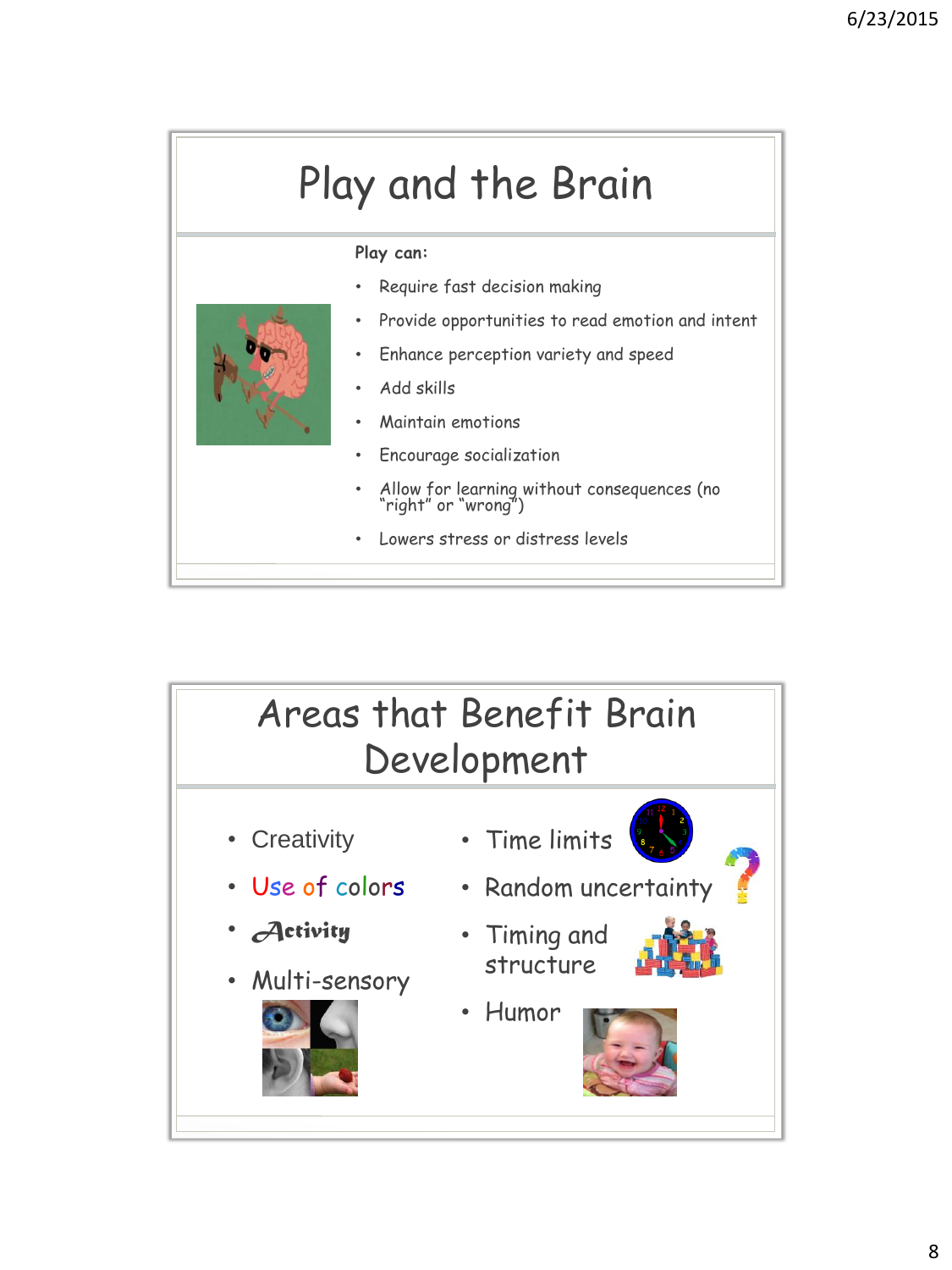# Play and the Brain

**Play can:**

- Require fast decision making
- Provide opportunities to read emotion and intent
- Enhance perception variety and speed
- Add skills
- Maintain emotions
- Encourage socialization
- Allow for learning without consequences (no "right" or "wrong")
- Lowers stress or distress levels

# Areas that Benefit Brain Development

- Creativity
- Use of colors
- Activity
- Multi-sensory
- Time limits
- Random uncertainty
- Timing and structure
- Humor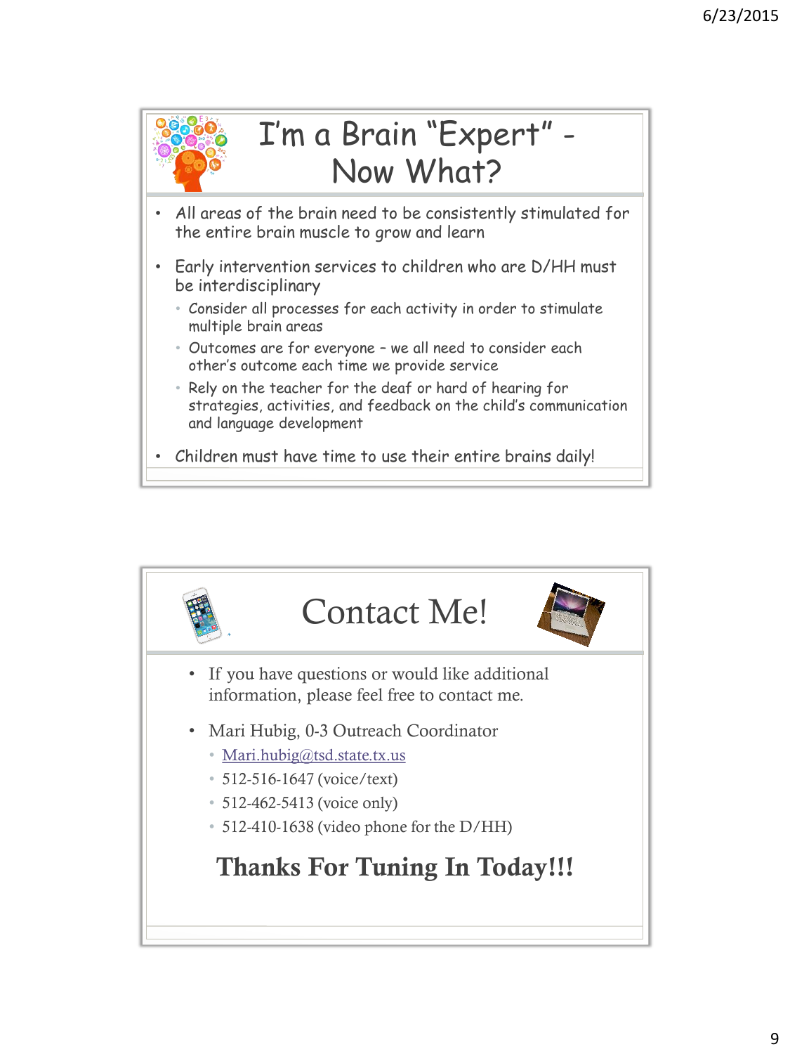# I'm a Brain "Expert" - Now What?

- All areas of the brain need to be consistently stimulated for the entire brain muscle to grow and learn
- Early intervention services to children who are D/HH must be interdisciplinary
  - Consider all processes for each activity in order to stimulate multiple brain areas
  - Outcomes are for everyone – we all need to consider each other's outcome each time we provide service
  - Rely on the teacher for the deaf or hard of hearing for strategies, activities, and feedback on the child's communication and language development
- Children must have time to use their entire brains daily!

# Contact Me!

- If you have questions or would like additional information, please feel free to contact me.
- Mari Hubig, 0-3 Outreach Coordinator
  - Mari.hubig@tsd.state.tx.us
  - 512-516-1647 (voice/text)
  - 512-462-5413 (voice only)
  - 512-410-1638 (video phone for the D/HH)

**Thanks For Tuning In Today!!!**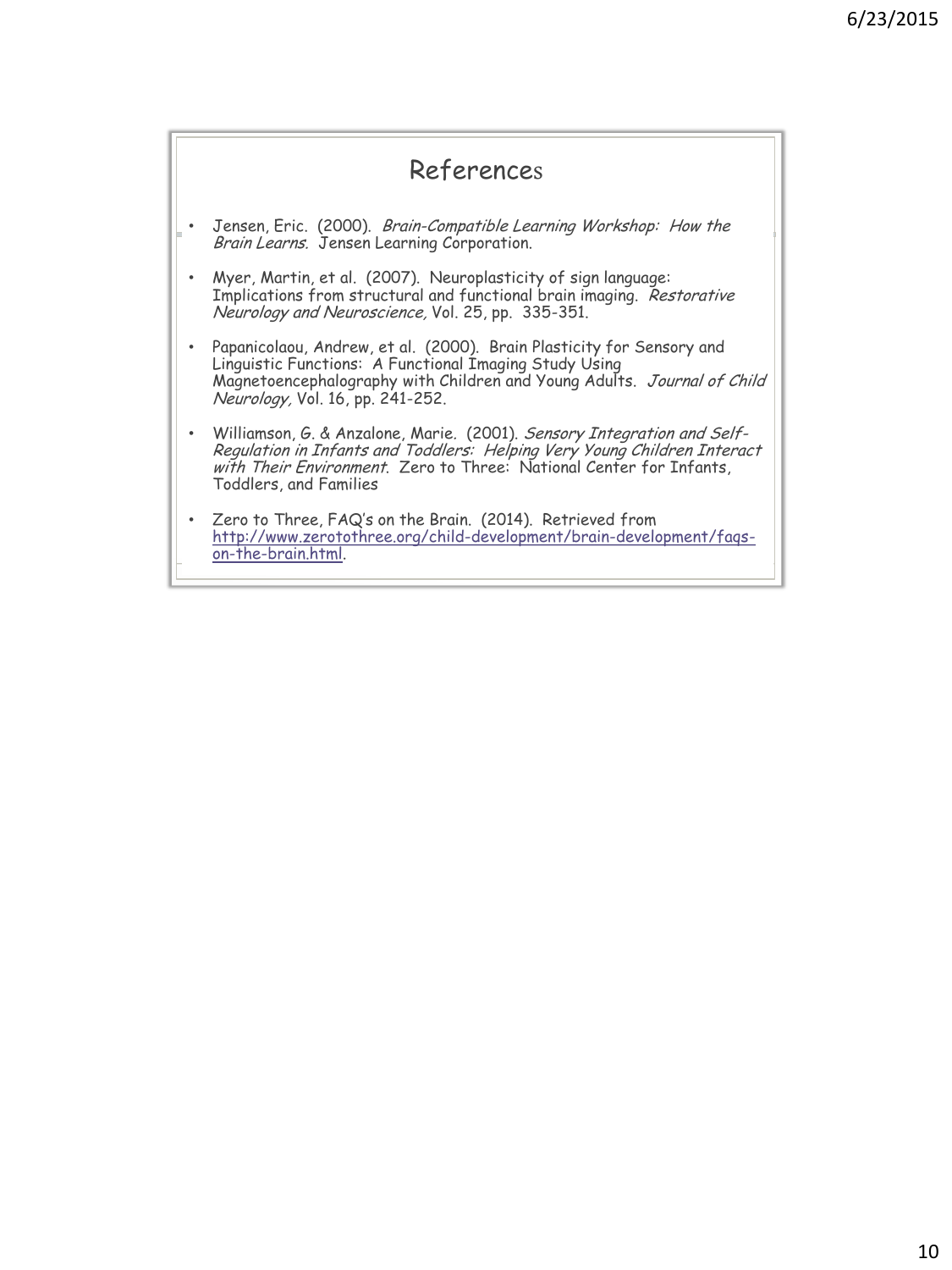# References

- Jensen, Eric. (2000). *Brain-Compatible Learning Workshop: How the Brain Learns*. Jensen Learning Corporation.
- Myer, Martin, et al. (2007). Neuroplasticity of sign language: Implications from structural and functional brain imaging. *Restorative Neurology and Neuroscience,* Vol. 25, pp. 335-351.
- Papanicolaou, Andrew, et al. (2000). Brain Plasticity for Sensory and Linguistic Functions: A Functional Imaging Study Using Magnetoencephalography with Children and Young Adults. *Journal of Child Neurology,* Vol. 16, pp. 241-252.
- Williamson, G. & Anzalone, Marie. (2001). *Sensory Integration and Self-Regulation in Infants and Toddlers: Helping Very Young Children Interact with Their Environment*. Zero to Three: National Center for Infants, Toddlers, and Families
- Zero to Three, FAQ's on the Brain. (2014). Retrieved from http://www.zerotothree.org/child-development/brain-development/faqs-on-the-brain.html.